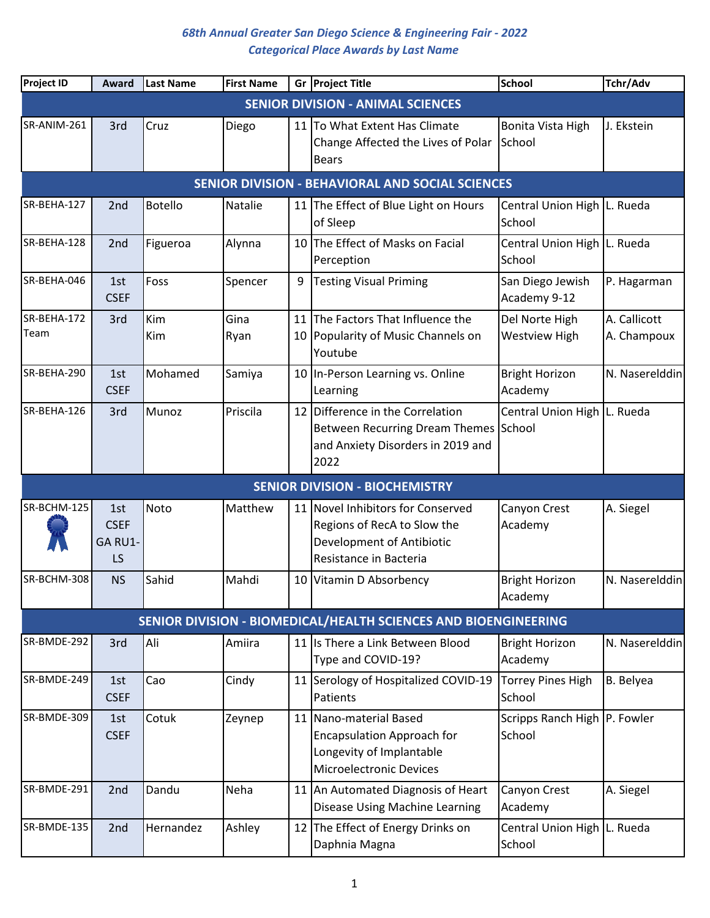# 68th Annual Greater San Diego Science & Engineering Fair - 2022
## Categorical Place Awards by Last Name

| Project ID | Award | Last Name | First Name | Gr | Project Title | School | Tchr/Adv |
|---|---|---|---|---|---|---|---|
| **SENIOR DIVISION - ANIMAL SCIENCES** | | | | | | | |
| SR-ANIM-261 | 3rd | Cruz | Diego | 11 | To What Extent Has Climate Change Affected the Lives of Polar Bears | Bonita Vista High School | J. Ekstein |
| **SENIOR DIVISION - BEHAVIORAL AND SOCIAL SCIENCES** | | | | | | | |
| SR-BEHA-127 | 2nd | Botello | Natalie | 11 | The Effect of Blue Light on Hours of Sleep | Central Union High School | L. Rueda |
| SR-BEHA-128 | 2nd | Figueroa | Alynna | 10 | The Effect of Masks on Facial Perception | Central Union High School | L. Rueda |
| SR-BEHA-046 | 1st CSEF | Foss | Spencer | 9 | Testing Visual Priming | San Diego Jewish Academy 9-12 | P. Hagarman |
| SR-BEHA-172 Team | 3rd | Kim<br>Kim | Gina<br>Ryan | 11<br>10 | The Factors That Influence the Popularity of Music Channels on Youtube | Del Norte High<br>Westview High | A. Callicott<br>A. Champoux |
| SR-BEHA-290 | 1st CSEF | Mohamed | Samiya | 10 | In-Person Learning vs. Online Learning | Bright Horizon Academy | N. Naserelddin |
| SR-BEHA-126 | 3rd | Munoz | Priscila | 12 | Difference in the Correlation Between Recurring Dream Themes and Anxiety Disorders in 2019 and 2022 | Central Union High School | L. Rueda |
| **SENIOR DIVISION - BIOCHEMISTRY** | | | | | | | |
| SR-BCHM-125 | 1st CSEF GA RU1-LS | Noto | Matthew | 11 | Novel Inhibitors for Conserved Regions of RecA to Slow the Development of Antibiotic Resistance in Bacteria | Canyon Crest Academy | A. Siegel |
| SR-BCHM-308 | NS | Sahid | Mahdi | 10 | Vitamin D Absorbency | Bright Horizon Academy | N. Naserelddin |
| **SENIOR DIVISION - BIOMEDICAL/HEALTH SCIENCES AND BIOENGINEERING** | | | | | | | |
| SR-BMDE-292 | 3rd | Ali | Amiira | 11 | Is There a Link Between Blood Type and COVID-19? | Bright Horizon Academy | N. Naserelddin |
| SR-BMDE-249 | 1st CSEF | Cao | Cindy | 11 | Serology of Hospitalized COVID-19 Patients | Torrey Pines High School | B. Belyea |
| SR-BMDE-309 | 1st CSEF | Cotuk | Zeynep | 11 | Nano-material Based Encapsulation Approach for Longevity of Implantable Microelectronic Devices | Scripps Ranch High School | P. Fowler |
| SR-BMDE-291 | 2nd | Dandu | Neha | 11 | An Automated Diagnosis of Heart Disease Using Machine Learning | Canyon Crest Academy | A. Siegel |
| SR-BMDE-135 | 2nd | Hernandez | Ashley | 12 | The Effect of Energy Drinks on Daphnia Magna | Central Union High School | L. Rueda |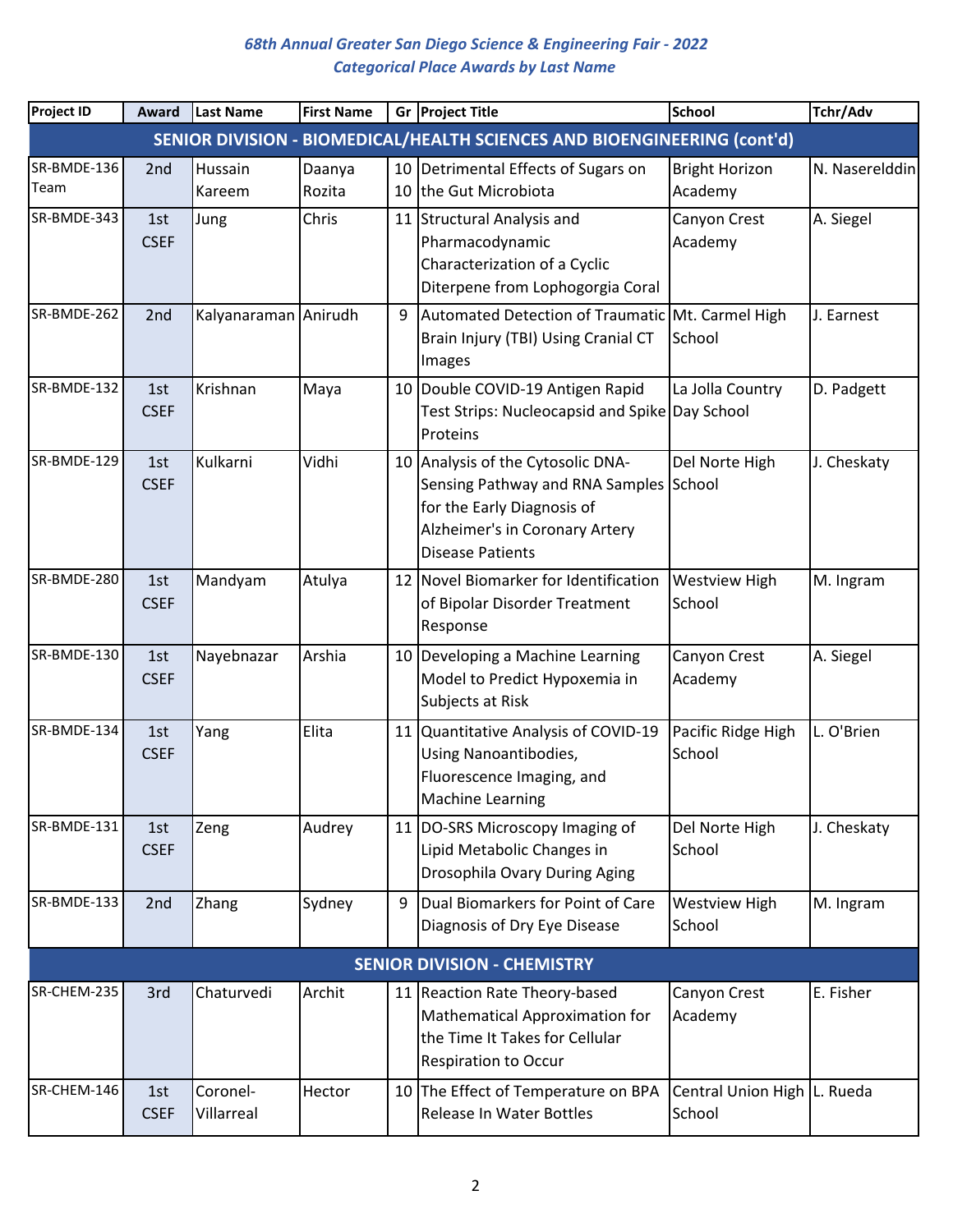*68th Annual Greater San Diego Science & Engineering Fair - 2022*
*Categorical Place Awards by Last Name*

| Project ID | Award | Last Name | First Name | Gr | Project Title | School | Tchr/Adv |
|---|---|---|---|---|---|---|---|
| **SENIOR DIVISION - BIOMEDICAL/HEALTH SCIENCES AND BIOENGINEERING (cont'd)** | | | | | | | |
| SR-BMDE-136 Team | 2nd | Hussain<br>Kareem | Daanya<br>Rozita | 10<br>10 | Detrimental Effects of Sugars on the Gut Microbiota | Bright Horizon Academy | N. Naserelddin |
| SR-BMDE-343 | 1st CSEF | Jung | Chris | 11 | Structural Analysis and Pharmacodynamic Characterization of a Cyclic Diterpene from Lophogorgia Coral | Canyon Crest Academy | A. Siegel |
| SR-BMDE-262 | 2nd | Kalyanaraman | Anirudh | 9 | Automated Detection of Traumatic Brain Injury (TBI) Using Cranial CT Images | Mt. Carmel High School | J. Earnest |
| SR-BMDE-132 | 1st CSEF | Krishnan | Maya | 10 | Double COVID-19 Antigen Rapid Test Strips: Nucleocapsid and Spike Proteins | La Jolla Country Day School | D. Padgett |
| SR-BMDE-129 | 1st CSEF | Kulkarni | Vidhi | 10 | Analysis of the Cytosolic DNA-Sensing Pathway and RNA Samples for the Early Diagnosis of Alzheimer's in Coronary Artery Disease Patients | Del Norte High School | J. Cheskaty |
| SR-BMDE-280 | 1st CSEF | Mandyam | Atulya | 12 | Novel Biomarker for Identification of Bipolar Disorder Treatment Response | Westview High School | M. Ingram |
| SR-BMDE-130 | 1st CSEF | Nayebnazar | Arshia | 10 | Developing a Machine Learning Model to Predict Hypoxemia in Subjects at Risk | Canyon Crest Academy | A. Siegel |
| SR-BMDE-134 | 1st CSEF | Yang | Elita | 11 | Quantitative Analysis of COVID-19 Using Nanoantibodies, Fluorescence Imaging, and Machine Learning | Pacific Ridge High School | L. O'Brien |
| SR-BMDE-131 | 1st CSEF | Zeng | Audrey | 11 | DO-SRS Microscopy Imaging of Lipid Metabolic Changes in Drosophila Ovary During Aging | Del Norte High School | J. Cheskaty |
| SR-BMDE-133 | 2nd | Zhang | Sydney | 9 | Dual Biomarkers for Point of Care Diagnosis of Dry Eye Disease | Westview High School | M. Ingram |
| **SENIOR DIVISION - CHEMISTRY** | | | | | | | |
| SR-CHEM-235 | 3rd | Chaturvedi | Archit | 11 | Reaction Rate Theory-based Mathematical Approximation for the Time It Takes for Cellular Respiration to Occur | Canyon Crest Academy | E. Fisher |
| SR-CHEM-146 | 1st CSEF | Coronel-Villarreal | Hector | 10 | The Effect of Temperature on BPA Release In Water Bottles | Central Union High School | L. Rueda |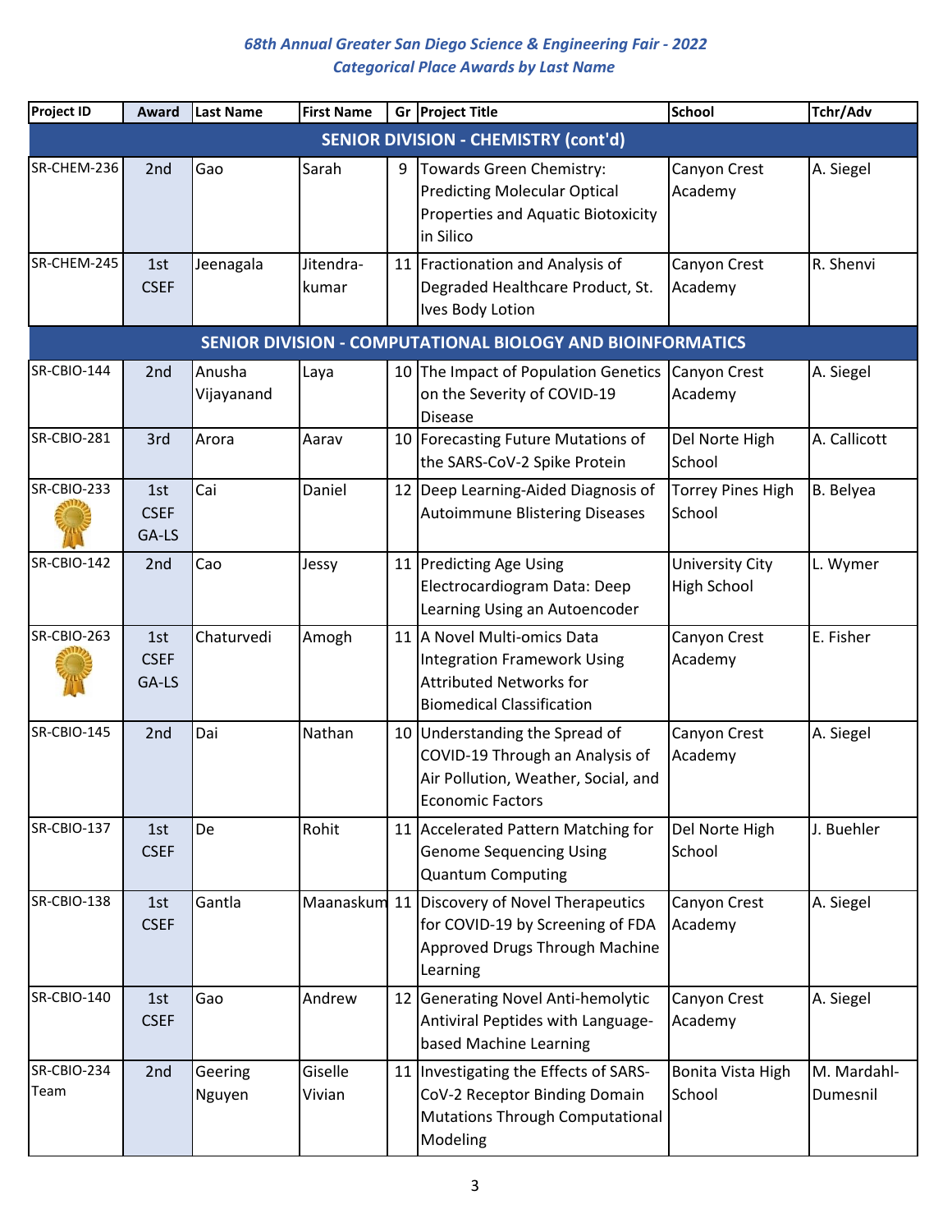*68th Annual Greater San Diego Science & Engineering Fair - 2022*
*Categorical Place Awards by Last Name*

| Project ID | Award | Last Name | First Name | Gr | Project Title | School | Tchr/Adv |
|---|---|---|---|---|---|---|---|
| **SENIOR DIVISION - CHEMISTRY (cont'd)** | | | | | | | |
| SR-CHEM-236 | 2nd | Gao | Sarah | 9 | Towards Green Chemistry: Predicting Molecular Optical Properties and Aquatic Biotoxicity in Silico | Canyon Crest Academy | A. Siegel |
| SR-CHEM-245 | 1st CSEF | Jeenagala | Jitendra-kumar | 11 | Fractionation and Analysis of Degraded Healthcare Product, St. Ives Body Lotion | Canyon Crest Academy | R. Shenvi |
| **SENIOR DIVISION - COMPUTATIONAL BIOLOGY AND BIOINFORMATICS** | | | | | | | |
| SR-CBIO-144 | 2nd | Anusha Vijayanand | Laya | 10 | The Impact of Population Genetics on the Severity of COVID-19 Disease | Canyon Crest Academy | A. Siegel |
| SR-CBIO-281 | 3rd | Arora | Aarav | 10 | Forecasting Future Mutations of the SARS-CoV-2 Spike Protein | Del Norte High School | A. Callicott |
| SR-CBIO-233 | 1st CSEF GA-LS | Cai | Daniel | 12 | Deep Learning-Aided Diagnosis of Autoimmune Blistering Diseases | Torrey Pines High School | B. Belyea |
| SR-CBIO-142 | 2nd | Cao | Jessy | 11 | Predicting Age Using Electrocardiogram Data: Deep Learning Using an Autoencoder | University City High School | L. Wymer |
| SR-CBIO-263 | 1st CSEF GA-LS | Chaturvedi | Amogh | 11 | A Novel Multi-omics Data Integration Framework Using Attributed Networks for Biomedical Classification | Canyon Crest Academy | E. Fisher |
| SR-CBIO-145 | 2nd | Dai | Nathan | 10 | Understanding the Spread of COVID-19 Through an Analysis of Air Pollution, Weather, Social, and Economic Factors | Canyon Crest Academy | A. Siegel |
| SR-CBIO-137 | 1st CSEF | De | Rohit | 11 | Accelerated Pattern Matching for Genome Sequencing Using Quantum Computing | Del Norte High School | J. Buehler |
| SR-CBIO-138 | 1st CSEF | Gantla | Maanaskum | 11 | Discovery of Novel Therapeutics for COVID-19 by Screening of FDA Approved Drugs Through Machine Learning | Canyon Crest Academy | A. Siegel |
| SR-CBIO-140 | 1st CSEF | Gao | Andrew | 12 | Generating Novel Anti-hemolytic Antiviral Peptides with Language-based Machine Learning | Canyon Crest Academy | A. Siegel |
| SR-CBIO-234 Team | 2nd | Geering Nguyen | Giselle Vivian | 11 | Investigating the Effects of SARS-CoV-2 Receptor Binding Domain Mutations Through Computational Modeling | Bonita Vista High School | M. Mardahl-Dumesnil |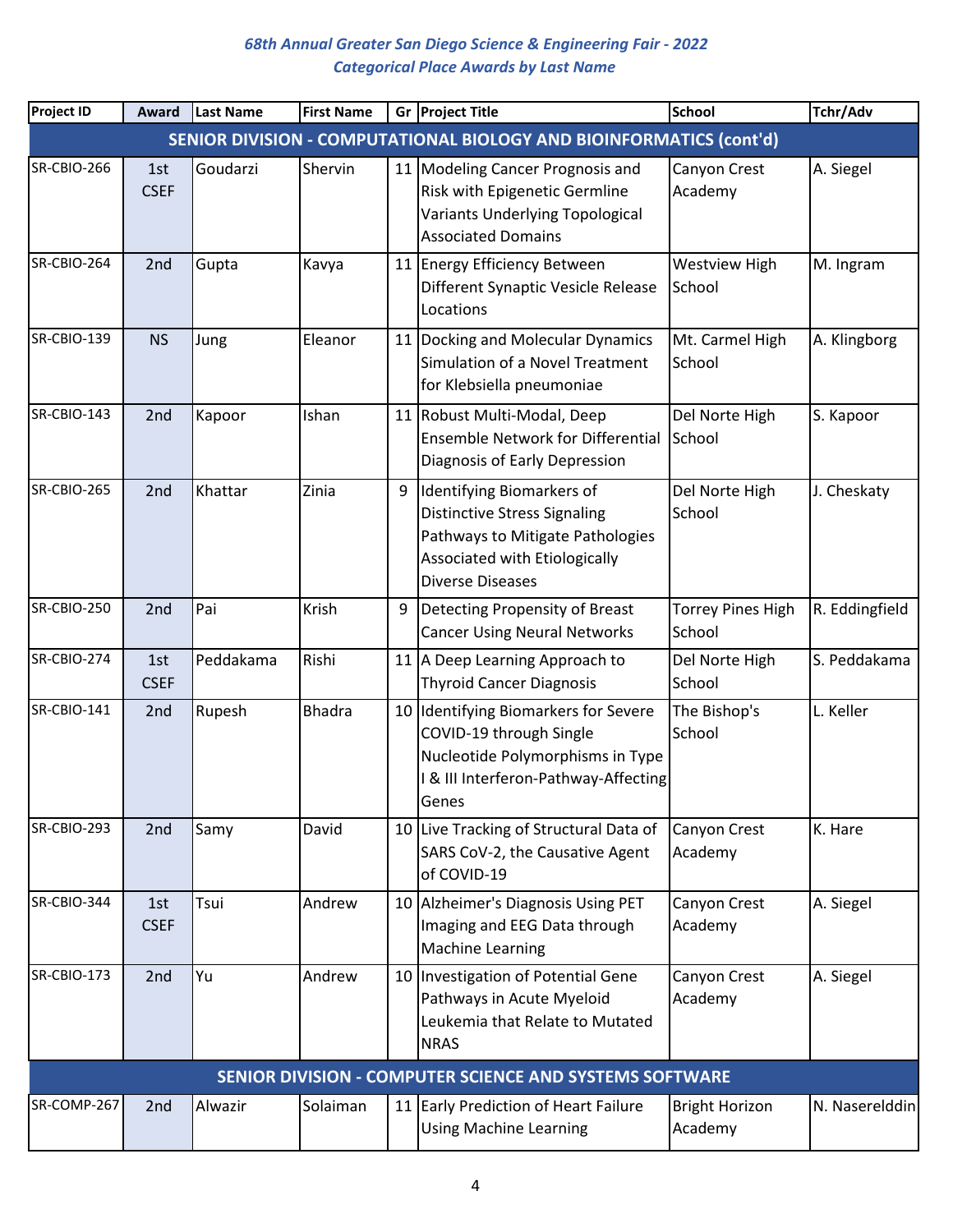## 68th Annual Greater San Diego Science & Engineering Fair - 2022
## Categorical Place Awards by Last Name

| Project ID | Award | Last Name | First Name | Gr | Project Title | School | Tchr/Adv |
|---|---|---|---|---|---|---|---|
| **SENIOR DIVISION - COMPUTATIONAL BIOLOGY AND BIOINFORMATICS (cont'd)** | | | | | | | |
| SR-CBIO-266 | 1st CSEF | Goudarzi | Shervin | 11 | Modeling Cancer Prognosis and Risk with Epigenetic Germline Variants Underlying Topological Associated Domains | Canyon Crest Academy | A. Siegel |
| SR-CBIO-264 | 2nd | Gupta | Kavya | 11 | Energy Efficiency Between Different Synaptic Vesicle Release Locations | Westview High School | M. Ingram |
| SR-CBIO-139 | NS | Jung | Eleanor | 11 | Docking and Molecular Dynamics Simulation of a Novel Treatment for Klebsiella pneumoniae | Mt. Carmel High School | A. Klingborg |
| SR-CBIO-143 | 2nd | Kapoor | Ishan | 11 | Robust Multi-Modal, Deep Ensemble Network for Differential Diagnosis of Early Depression | Del Norte High School | S. Kapoor |
| SR-CBIO-265 | 2nd | Khattar | Zinia | 9 | Identifying Biomarkers of Distinctive Stress Signaling Pathways to Mitigate Pathologies Associated with Etiologically Diverse Diseases | Del Norte High School | J. Cheskaty |
| SR-CBIO-250 | 2nd | Pai | Krish | 9 | Detecting Propensity of Breast Cancer Using Neural Networks | Torrey Pines High School | R. Eddingfield |
| SR-CBIO-274 | 1st CSEF | Peddakama | Rishi | 11 | A Deep Learning Approach to Thyroid Cancer Diagnosis | Del Norte High School | S. Peddakama |
| SR-CBIO-141 | 2nd | Rupesh | Bhadra | 10 | Identifying Biomarkers for Severe COVID-19 through Single Nucleotide Polymorphisms in Type I & III Interferon-Pathway-Affecting Genes | The Bishop's School | L. Keller |
| SR-CBIO-293 | 2nd | Samy | David | 10 | Live Tracking of Structural Data of SARS CoV-2, the Causative Agent of COVID-19 | Canyon Crest Academy | K. Hare |
| SR-CBIO-344 | 1st CSEF | Tsui | Andrew | 10 | Alzheimer's Diagnosis Using PET Imaging and EEG Data through Machine Learning | Canyon Crest Academy | A. Siegel |
| SR-CBIO-173 | 2nd | Yu | Andrew | 10 | Investigation of Potential Gene Pathways in Acute Myeloid Leukemia that Relate to Mutated NRAS | Canyon Crest Academy | A. Siegel |
| **SENIOR DIVISION - COMPUTER SCIENCE AND SYSTEMS SOFTWARE** | | | | | | | |
| SR-COMP-267 | 2nd | Alwazir | Solaiman | 11 | Early Prediction of Heart Failure Using Machine Learning | Bright Horizon Academy | N. Naserelddin |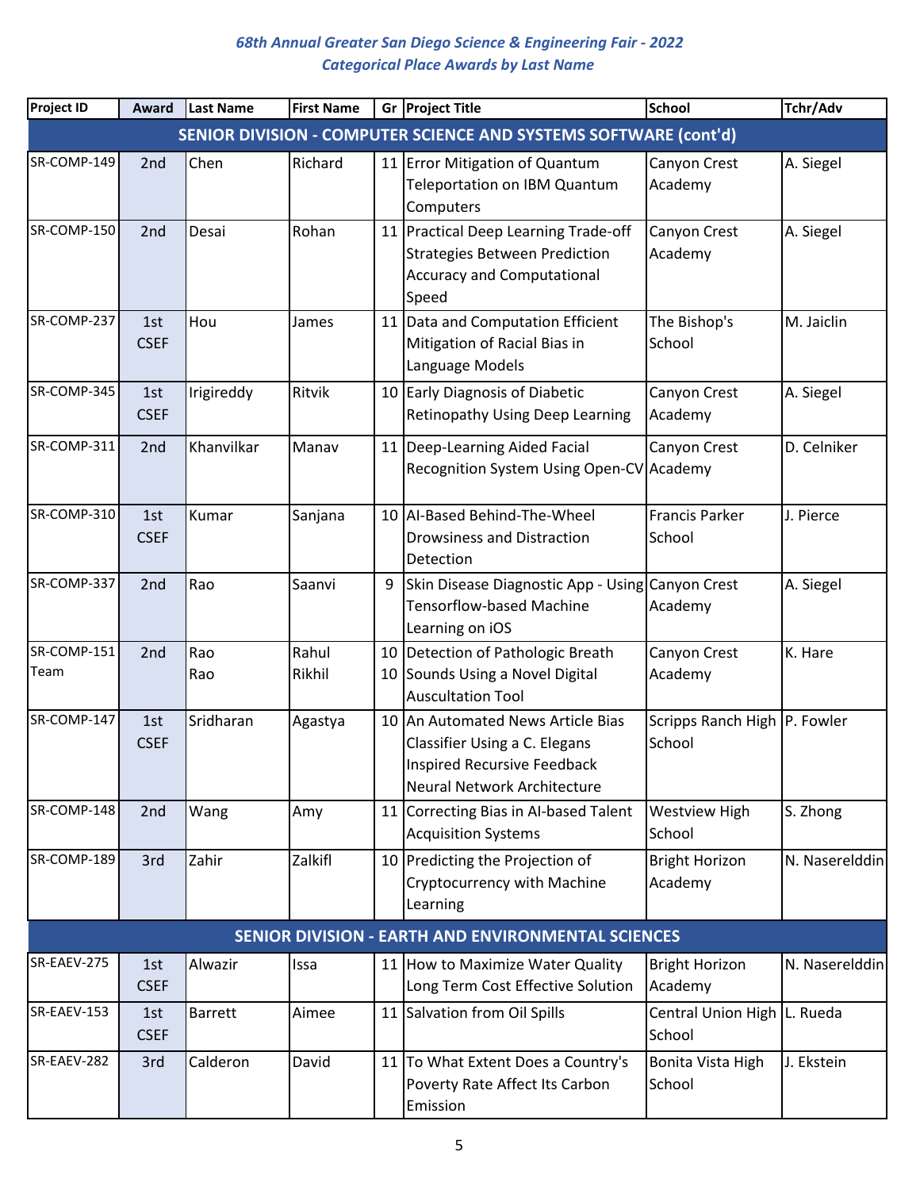*68th Annual Greater San Diego Science & Engineering Fair - 2022*
*Categorical Place Awards by Last Name*

| Project ID | Award | Last Name | First Name | Gr | Project Title | School | Tchr/Adv |
|---|---|---|---|---|---|---|---|
| **SENIOR DIVISION - COMPUTER SCIENCE AND SYSTEMS SOFTWARE (cont'd)** | | | | | | | |
| SR-COMP-149 | 2nd | Chen | Richard | 11 | Error Mitigation of Quantum Teleportation on IBM Quantum Computers | Canyon Crest Academy | A. Siegel |
| SR-COMP-150 | 2nd | Desai | Rohan | 11 | Practical Deep Learning Trade-off Strategies Between Prediction Accuracy and Computational Speed | Canyon Crest Academy | A. Siegel |
| SR-COMP-237 | 1st CSEF | Hou | James | 11 | Data and Computation Efficient Mitigation of Racial Bias in Language Models | The Bishop's School | M. Jaiclin |
| SR-COMP-345 | 1st CSEF | Irigireddy | Ritvik | 10 | Early Diagnosis of Diabetic Retinopathy Using Deep Learning | Canyon Crest Academy | A. Siegel |
| SR-COMP-311 | 2nd | Khanvilkar | Manav | 11 | Deep-Learning Aided Facial Recognition System Using Open-CV | Canyon Crest Academy | D. Celniker |
| SR-COMP-310 | 1st CSEF | Kumar | Sanjana | 10 | AI-Based Behind-The-Wheel Drowsiness and Distraction Detection | Francis Parker School | J. Pierce |
| SR-COMP-337 | 2nd | Rao | Saanvi | 9 | Skin Disease Diagnostic App - Using Tensorflow-based Machine Learning on iOS | Canyon Crest Academy | A. Siegel |
| SR-COMP-151 Team | 2nd | Rao<br>Rao | Rahul<br>Rikhil | 10<br>10 | Detection of Pathologic Breath Sounds Using a Novel Digital Auscultation Tool | Canyon Crest Academy | K. Hare |
| SR-COMP-147 | 1st CSEF | Sridharan | Agastya | 10 | An Automated News Article Bias Classifier Using a C. Elegans Inspired Recursive Feedback Neural Network Architecture | Scripps Ranch High School | P. Fowler |
| SR-COMP-148 | 2nd | Wang | Amy | 11 | Correcting Bias in AI-based Talent Acquisition Systems | Westview High School | S. Zhong |
| SR-COMP-189 | 3rd | Zahir | Zalkifl | 10 | Predicting the Projection of Cryptocurrency with Machine Learning | Bright Horizon Academy | N. Naserelddin |
| **SENIOR DIVISION - EARTH AND ENVIRONMENTAL SCIENCES** | | | | | | | |
| SR-EAEV-275 | 1st CSEF | Alwazir | Issa | 11 | How to Maximize Water Quality Long Term Cost Effective Solution | Bright Horizon Academy | N. Naserelddin |
| SR-EAEV-153 | 1st CSEF | Barrett | Aimee | 11 | Salvation from Oil Spills | Central Union High School | L. Rueda |
| SR-EAEV-282 | 3rd | Calderon | David | 11 | To What Extent Does a Country's Poverty Rate Affect Its Carbon Emission | Bonita Vista High School | J. Ekstein |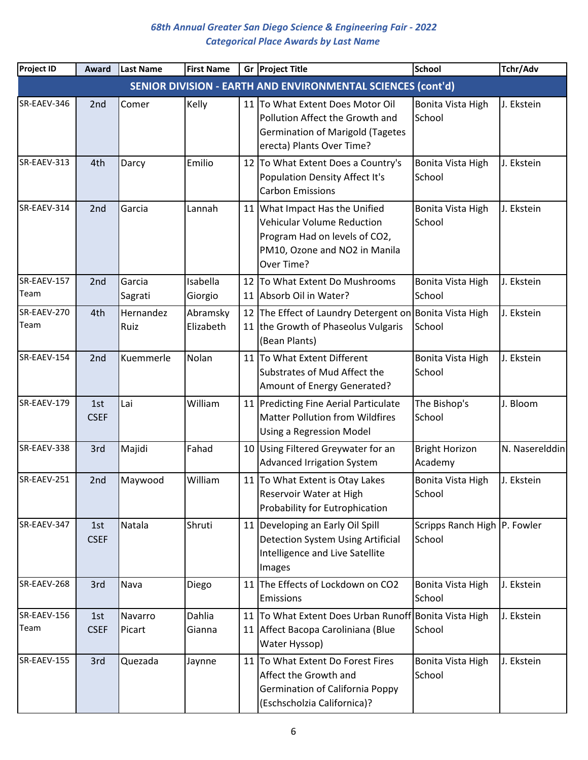# 68th Annual Greater San Diego Science & Engineering Fair - 2022
## Categorical Place Awards by Last Name

| Project ID | Award | Last Name | First Name | Gr | Project Title | School | Tchr/Adv |
|---|---|---|---|---|---|---|---|
| **SENIOR DIVISION - EARTH AND ENVIRONMENTAL SCIENCES (cont'd)** | | | | | | | |
| SR-EAEV-346 | 2nd | Comer | Kelly | 11 | To What Extent Does Motor Oil Pollution Affect the Growth and Germination of Marigold (Tagetes erecta) Plants Over Time? | Bonita Vista High School | J. Ekstein |
| SR-EAEV-313 | 4th | Darcy | Emilio | 12 | To What Extent Does a Country's Population Density Affect It's Carbon Emissions | Bonita Vista High School | J. Ekstein |
| SR-EAEV-314 | 2nd | Garcia | Lannah | 11 | What Impact Has the Unified Vehicular Volume Reduction Program Had on levels of CO2, PM10, Ozone and NO2 in Manila Over Time? | Bonita Vista High School | J. Ekstein |
| SR-EAEV-157 Team | 2nd | Garcia<br>Sagrati | Isabella<br>Giorgio | 12<br>11 | To What Extent Do Mushrooms Absorb Oil in Water? | Bonita Vista High School | J. Ekstein |
| SR-EAEV-270 Team | 4th | Hernandez<br>Ruiz | Abramsky<br>Elizabeth | 12<br>11 | The Effect of Laundry Detergent on the Growth of Phaseolus Vulgaris (Bean Plants) | Bonita Vista High School | J. Ekstein |
| SR-EAEV-154 | 2nd | Kuemmerle | Nolan | 11 | To What Extent Different Substrates of Mud Affect the Amount of Energy Generated? | Bonita Vista High School | J. Ekstein |
| SR-EAEV-179 | 1st CSEF | Lai | William | 11 | Predicting Fine Aerial Particulate Matter Pollution from Wildfires Using a Regression Model | The Bishop's School | J. Bloom |
| SR-EAEV-338 | 3rd | Majidi | Fahad | 10 | Using Filtered Greywater for an Advanced Irrigation System | Bright Horizon Academy | N. Naserelddin |
| SR-EAEV-251 | 2nd | Maywood | William | 11 | To What Extent is Otay Lakes Reservoir Water at High Probability for Eutrophication | Bonita Vista High School | J. Ekstein |
| SR-EAEV-347 | 1st CSEF | Natala | Shruti | 11 | Developing an Early Oil Spill Detection System Using Artificial Intelligence and Live Satellite Images | Scripps Ranch High School | P. Fowler |
| SR-EAEV-268 | 3rd | Nava | Diego | 11 | The Effects of Lockdown on CO2 Emissions | Bonita Vista High School | J. Ekstein |
| SR-EAEV-156 Team | 1st CSEF | Navarro<br>Picart | Dahlia<br>Gianna | 11<br>11 | To What Extent Does Urban Runoff Affect Bacopa Caroliniana (Blue Water Hyssop) | Bonita Vista High School | J. Ekstein |
| SR-EAEV-155 | 3rd | Quezada | Jaynne | 11 | To What Extent Do Forest Fires Affect the Growth and Germination of California Poppy (Eschscholzia Californica)? | Bonita Vista High School | J. Ekstein |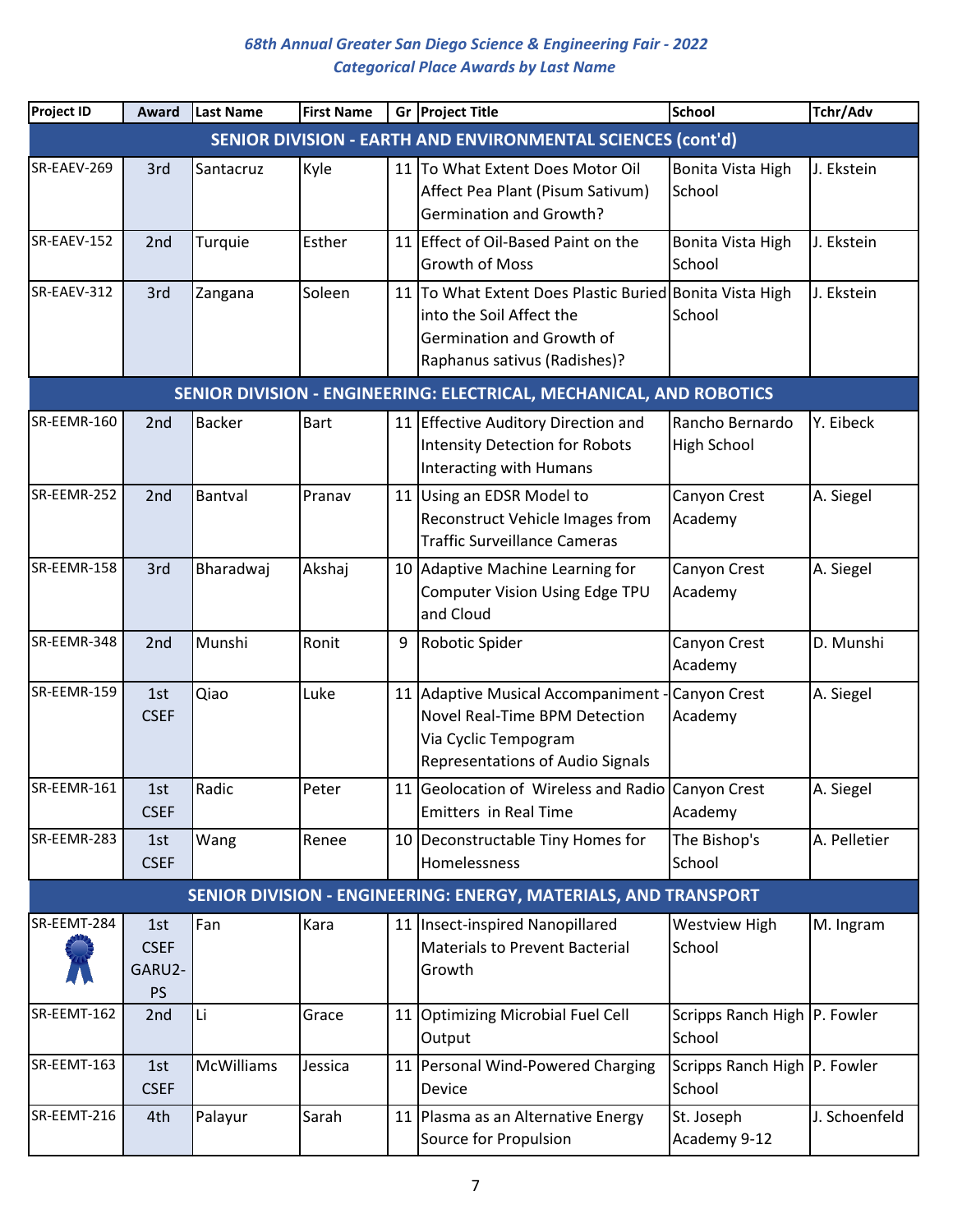*68th Annual Greater San Diego Science & Engineering Fair - 2022*
*Categorical Place Awards by Last Name*

| Project ID | Award | Last Name | First Name | Gr | Project Title | School | Tchr/Adv |
|---|---|---|---|---|---|---|---|
| **SENIOR DIVISION - EARTH AND ENVIRONMENTAL SCIENCES (cont'd)** | | | | | | | |
| SR-EAEV-269 | 3rd | Santacruz | Kyle | 11 | To What Extent Does Motor Oil Affect Pea Plant (Pisum Sativum) Germination and Growth? | Bonita Vista High School | J. Ekstein |
| SR-EAEV-152 | 2nd | Turquie | Esther | 11 | Effect of Oil-Based Paint on the Growth of Moss | Bonita Vista High School | J. Ekstein |
| SR-EAEV-312 | 3rd | Zangana | Soleen | 11 | To What Extent Does Plastic Buried into the Soil Affect the Germination and Growth of Raphanus sativus (Radishes)? | Bonita Vista High School | J. Ekstein |
| **SENIOR DIVISION - ENGINEERING: ELECTRICAL, MECHANICAL, AND ROBOTICS** | | | | | | | |
| SR-EEMR-160 | 2nd | Backer | Bart | 11 | Effective Auditory Direction and Intensity Detection for Robots Interacting with Humans | Rancho Bernardo High School | Y. Eibeck |
| SR-EEMR-252 | 2nd | Bantval | Pranav | 11 | Using an EDSR Model to Reconstruct Vehicle Images from Traffic Surveillance Cameras | Canyon Crest Academy | A. Siegel |
| SR-EEMR-158 | 3rd | Bharadwaj | Akshaj | 10 | Adaptive Machine Learning for Computer Vision Using Edge TPU and Cloud | Canyon Crest Academy | A. Siegel |
| SR-EEMR-348 | 2nd | Munshi | Ronit | 9 | Robotic Spider | Canyon Crest Academy | D. Munshi |
| SR-EEMR-159 | 1st CSEF | Qiao | Luke | 11 | Adaptive Musical Accompaniment - Novel Real-Time BPM Detection Via Cyclic Tempogram Representations of Audio Signals | Canyon Crest Academy | A. Siegel |
| SR-EEMR-161 | 1st CSEF | Radic | Peter | 11 | Geolocation of Wireless and Radio Emitters in Real Time | Canyon Crest Academy | A. Siegel |
| SR-EEMR-283 | 1st CSEF | Wang | Renee | 10 | Deconstructable Tiny Homes for Homelessness | The Bishop's School | A. Pelletier |
| **SENIOR DIVISION - ENGINEERING: ENERGY, MATERIALS, AND TRANSPORT** | | | | | | | |
| SR-EEMT-284 | 1st CSEF GARU2-PS | Fan | Kara | 11 | Insect-inspired Nanopillared Materials to Prevent Bacterial Growth | Westview High School | M. Ingram |
| SR-EEMT-162 | 2nd | Li | Grace | 11 | Optimizing Microbial Fuel Cell Output | Scripps Ranch High School | P. Fowler |
| SR-EEMT-163 | 1st CSEF | McWilliams | Jessica | 11 | Personal Wind-Powered Charging Device | Scripps Ranch High School | P. Fowler |
| SR-EEMT-216 | 4th | Palayur | Sarah | 11 | Plasma as an Alternative Energy Source for Propulsion | St. Joseph Academy 9-12 | J. Schoenfeld |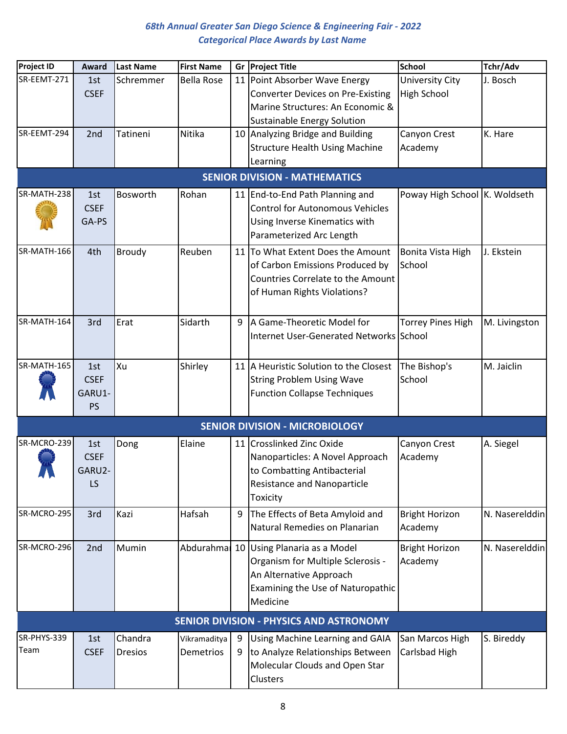*68th Annual Greater San Diego Science & Engineering Fair - 2022*
*Categorical Place Awards by Last Name*

| Project ID | Award | Last Name | First Name | Gr | Project Title | School | Tchr/Adv |
|---|---|---|---|---|---|---|---|
| SR-EEMT-271 | 1st CSEF | Schremmer | Bella Rose | 11 | Point Absorber Wave Energy Converter Devices on Pre-Existing Marine Structures: An Economic & Sustainable Energy Solution | University City High School | J. Bosch |
| SR-EEMT-294 | 2nd | Tatineni | Nitika | 10 | Analyzing Bridge and Building Structure Health Using Machine Learning | Canyon Crest Academy | K. Hare |
| **SENIOR DIVISION - MATHEMATICS** | | | | | | | |
| SR-MATH-238 | 1st CSEF GA-PS | Bosworth | Rohan | 11 | End-to-End Path Planning and Control for Autonomous Vehicles Using Inverse Kinematics with Parameterized Arc Length | Poway High School | K. Woldseth |
| SR-MATH-166 | 4th | Broudy | Reuben | 11 | To What Extent Does the Amount of Carbon Emissions Produced by Countries Correlate to the Amount of Human Rights Violations? | Bonita Vista High School | J. Ekstein |
| SR-MATH-164 | 3rd | Erat | Sidarth | 9 | A Game-Theoretic Model for Internet User-Generated Networks | Torrey Pines High School | M. Livingston |
| SR-MATH-165 | 1st CSEF GARU1-PS | Xu | Shirley | 11 | A Heuristic Solution to the Closest String Problem Using Wave Function Collapse Techniques | The Bishop's School | M. Jaiclin |
| **SENIOR DIVISION - MICROBIOLOGY** | | | | | | | |
| SR-MCRO-239 | 1st CSEF GARU2-LS | Dong | Elaine | 11 | Crosslinked Zinc Oxide Nanoparticles: A Novel Approach to Combatting Antibacterial Resistance and Nanoparticle Toxicity | Canyon Crest Academy | A. Siegel |
| SR-MCRO-295 | 3rd | Kazi | Hafsah | 9 | The Effects of Beta Amyloid and Natural Remedies on Planarian | Bright Horizon Academy | N. Naserelddin |
| SR-MCRO-296 | 2nd | Mumin | Abdurahma | 10 | Using Planaria as a Model Organism for Multiple Sclerosis - An Alternative Approach Examining the Use of Naturopathic Medicine | Bright Horizon Academy | N. Naserelddin |
| **SENIOR DIVISION - PHYSICS AND ASTRONOMY** | | | | | | | |
| SR-PHYS-339 Team | 1st CSEF | Chandra<br>Dresios | Vikramaditya<br>Demetrios | 9<br>9 | Using Machine Learning and GAIA to Analyze Relationships Between Molecular Clouds and Open Star Clusters | San Marcos High<br>Carlsbad High | S. Bireddy |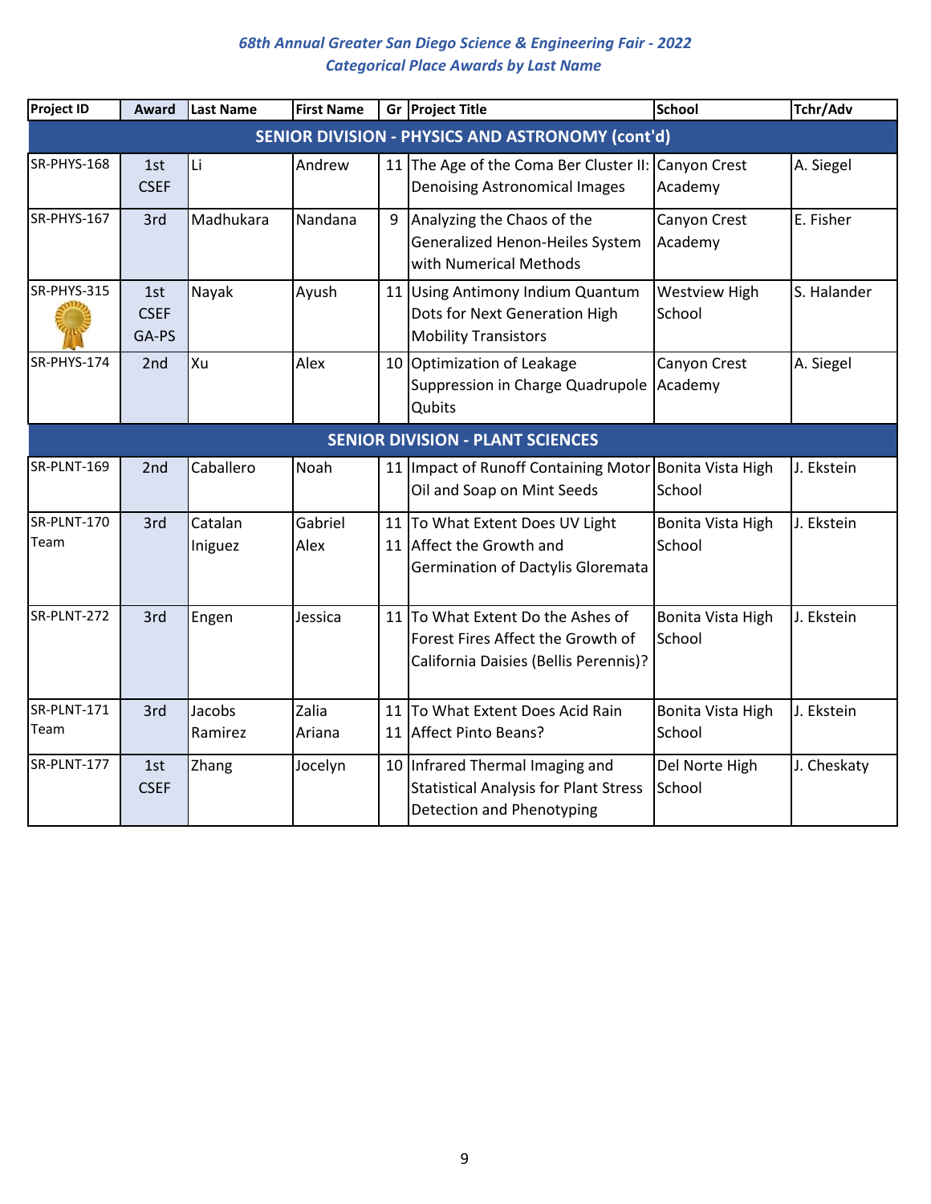*68th Annual Greater San Diego Science & Engineering Fair - 2022*
*Categorical Place Awards by Last Name*

| Project ID | Award | Last Name | First Name | Gr | Project Title | School | Tchr/Adv |
|---|---|---|---|---|---|---|---|
| **SENIOR DIVISION - PHYSICS AND ASTRONOMY (cont'd)** | | | | | | | |
| SR-PHYS-168 | 1st CSEF | Li | Andrew | 11 | The Age of the Coma Ber Cluster II: Denoising Astronomical Images | Canyon Crest Academy | A. Siegel |
| SR-PHYS-167 | 3rd | Madhukara | Nandana | 9 | Analyzing the Chaos of the Generalized Henon-Heiles System with Numerical Methods | Canyon Crest Academy | E. Fisher |
| SR-PHYS-315 | 1st CSEF GA-PS | Nayak | Ayush | 11 | Using Antimony Indium Quantum Dots for Next Generation High Mobility Transistors | Westview High School | S. Halander |
| SR-PHYS-174 | 2nd | Xu | Alex | 10 | Optimization of Leakage Suppression in Charge Quadrupole Qubits | Canyon Crest Academy | A. Siegel |
| **SENIOR DIVISION - PLANT SCIENCES** | | | | | | | |
| SR-PLNT-169 | 2nd | Caballero | Noah | 11 | Impact of Runoff Containing Motor Oil and Soap on Mint Seeds | Bonita Vista High School | J. Ekstein |
| SR-PLNT-170 Team | 3rd | Catalan Iniguez | Gabriel Alex | 11 11 | To What Extent Does UV Light Affect the Growth and Germination of Dactylis Gloremata | Bonita Vista High School | J. Ekstein |
| SR-PLNT-272 | 3rd | Engen | Jessica | 11 | To What Extent Do the Ashes of Forest Fires Affect the Growth of California Daisies (Bellis Perennis)? | Bonita Vista High School | J. Ekstein |
| SR-PLNT-171 Team | 3rd | Jacobs Ramirez | Zalia Ariana | 11 11 | To What Extent Does Acid Rain Affect Pinto Beans? | Bonita Vista High School | J. Ekstein |
| SR-PLNT-177 | 1st CSEF | Zhang | Jocelyn | 10 | Infrared Thermal Imaging and Statistical Analysis for Plant Stress Detection and Phenotyping | Del Norte High School | J. Cheskaty |